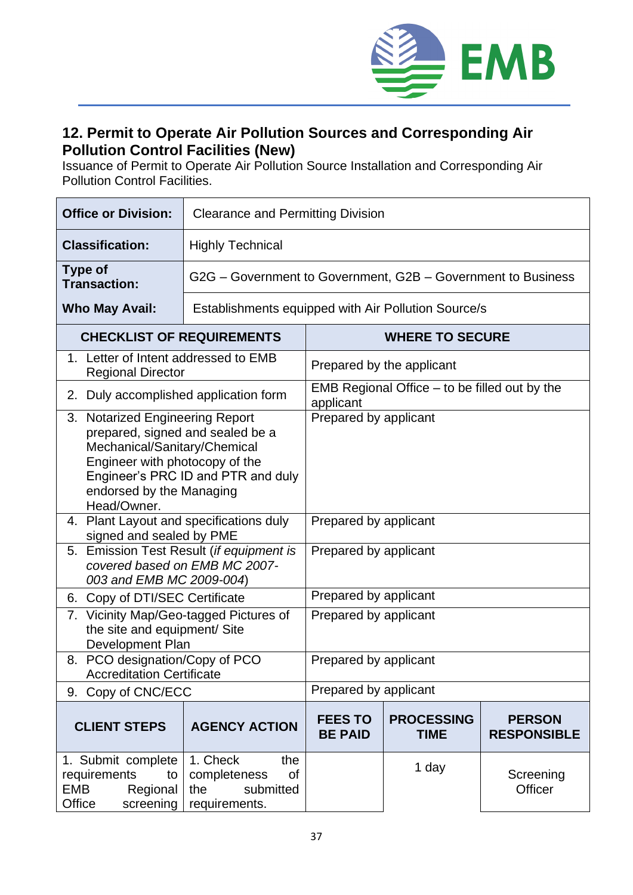## 12. Permit to Operate Air Pollution Sources and Corresponding Air Pollution Control Facilities (New)

Issuance of Permit to Operate Air Pollution Source Installation and Corresponding Air Pollution Control Facilities.

| **Office or Division:** | Clearance and Permitting Division |
|---|---|
| **Classification:** | Highly Technical |
| **Type of Transaction:** | G2G – Government to Government, G2B – Government to Business |
| **Who May Avail:** | Establishments equipped with Air Pollution Source/s |

| **CHECKLIST OF REQUIREMENTS** | **WHERE TO SECURE** |
|---|---|
| 1. Letter of Intent addressed to EMB Regional Director | Prepared by the applicant |
| 2. Duly accomplished application form | EMB Regional Office – to be filled out by the applicant |
| 3. Notarized Engineering Report prepared, signed and sealed be a Mechanical/Sanitary/Chemical Engineer with photocopy of the Engineer's PRC ID and PTR and duly endorsed by the Managing Head/Owner. | Prepared by applicant |
| 4. Plant Layout and specifications duly signed and sealed by PME | Prepared by applicant |
| 5. Emission Test Result (*if equipment is covered based on EMB MC 2007-003 and EMB MC 2009-004*) | Prepared by applicant |
| 6. Copy of DTI/SEC Certificate | Prepared by applicant |
| 7. Vicinity Map/Geo-tagged Pictures of the site and equipment/ Site Development Plan | Prepared by applicant |
| 8. PCO designation/Copy of PCO Accreditation Certificate | Prepared by applicant |
| 9. Copy of CNC/ECC | Prepared by applicant |

| **CLIENT STEPS** | **AGENCY ACTION** | **FEES TO BE PAID** | **PROCESSING TIME** | **PERSON RESPONSIBLE** |
|---|---|---|---|---|
| 1. Submit complete requirements to EMB Regional Office screening | 1. Check the completeness of the submitted requirements. | | 1 day | Screening Officer |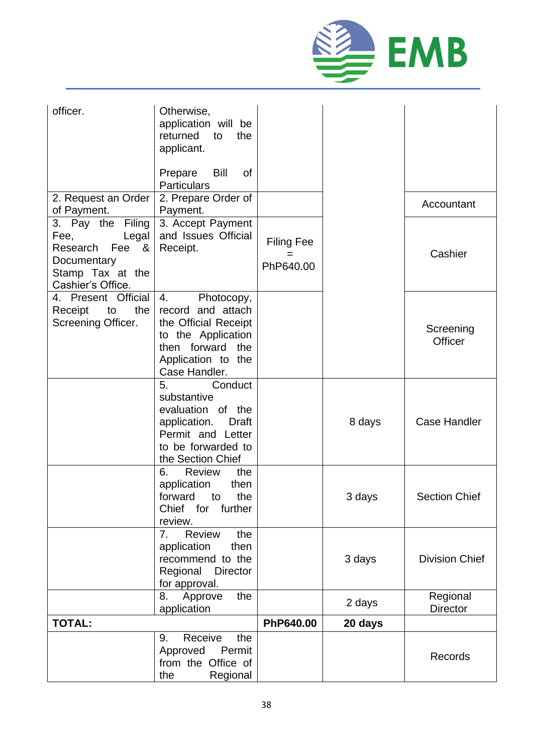| | | | | |
|---|---|---|---|---|
| officer. | Otherwise, application will be returned to the applicant.<br><br>Prepare Bill of Particulars | | | |
| 2. Request an Order of Payment. | 2. Prepare Order of Payment. | | | Accountant |
| 3. Pay the Filing Fee, Legal Research Fee & Documentary Stamp Tax at the Cashier's Office. | 3. Accept Payment and Issues Official Receipt. | Filing Fee = PhP640.00 | | Cashier |
| 4. Present Official Receipt to the Screening Officer. | 4. Photocopy, record and attach the Official Receipt to the Application then forward the Application to the Case Handler. | | | Screening Officer |
| | 5. Conduct substantive evaluation of the application. Draft Permit and Letter to be forwarded to the Section Chief | | 8 days | Case Handler |
| | 6. Review the application then forward to the Chief for further review. | | 3 days | Section Chief |
| | 7. Review the application then recommend to the Regional Director for approval. | | 3 days | Division Chief |
| | 8. Approve the application | | 2 days | Regional Director |
| **TOTAL:** | | **PhP640.00** | **20 days** | |
| | 9. Receive the Approved Permit from the Office of the Regional | | | Records |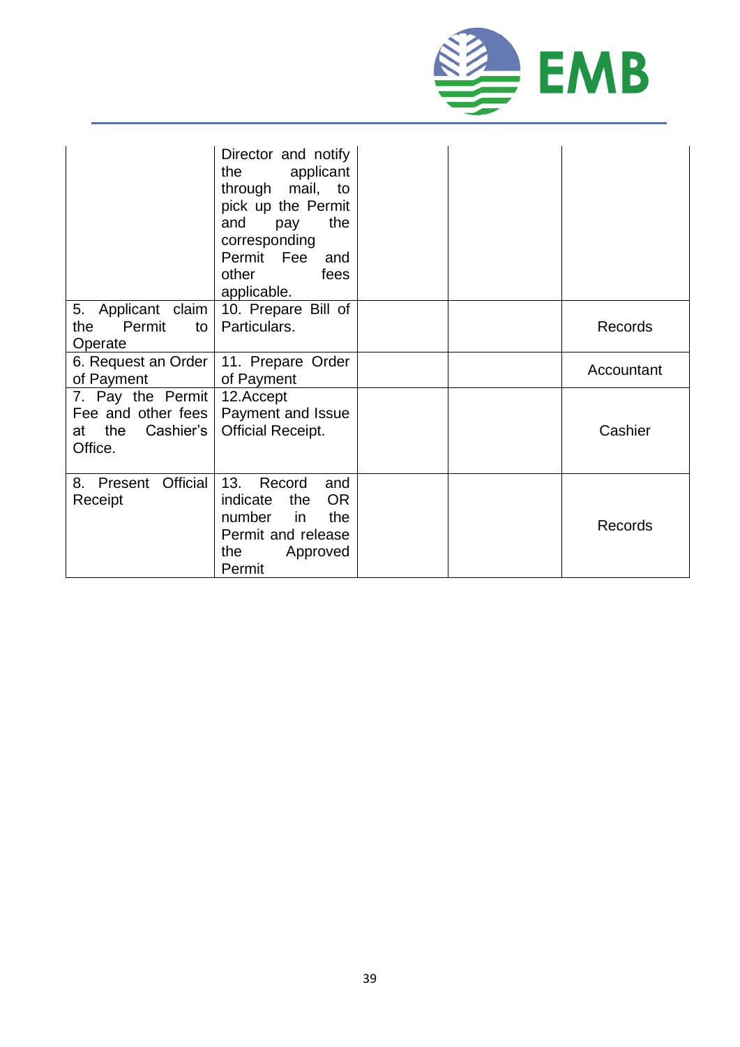| | | | |
|---|---|---|---|
| | Director and notify the applicant through mail, to pick up the Permit and pay the corresponding Permit Fee and other fees applicable. | | |
| 5. Applicant claim the Permit to Operate | 10. Prepare Bill of Particulars. | | Records |
| 6. Request an Order of Payment | 11. Prepare Order of Payment | | Accountant |
| 7. Pay the Permit Fee and other fees at the Cashier's Office. | 12.Accept Payment and Issue Official Receipt. | | Cashier |
| 8. Present Official Receipt | 13. Record and indicate the OR number in the Permit and release the Approved Permit | | Records |